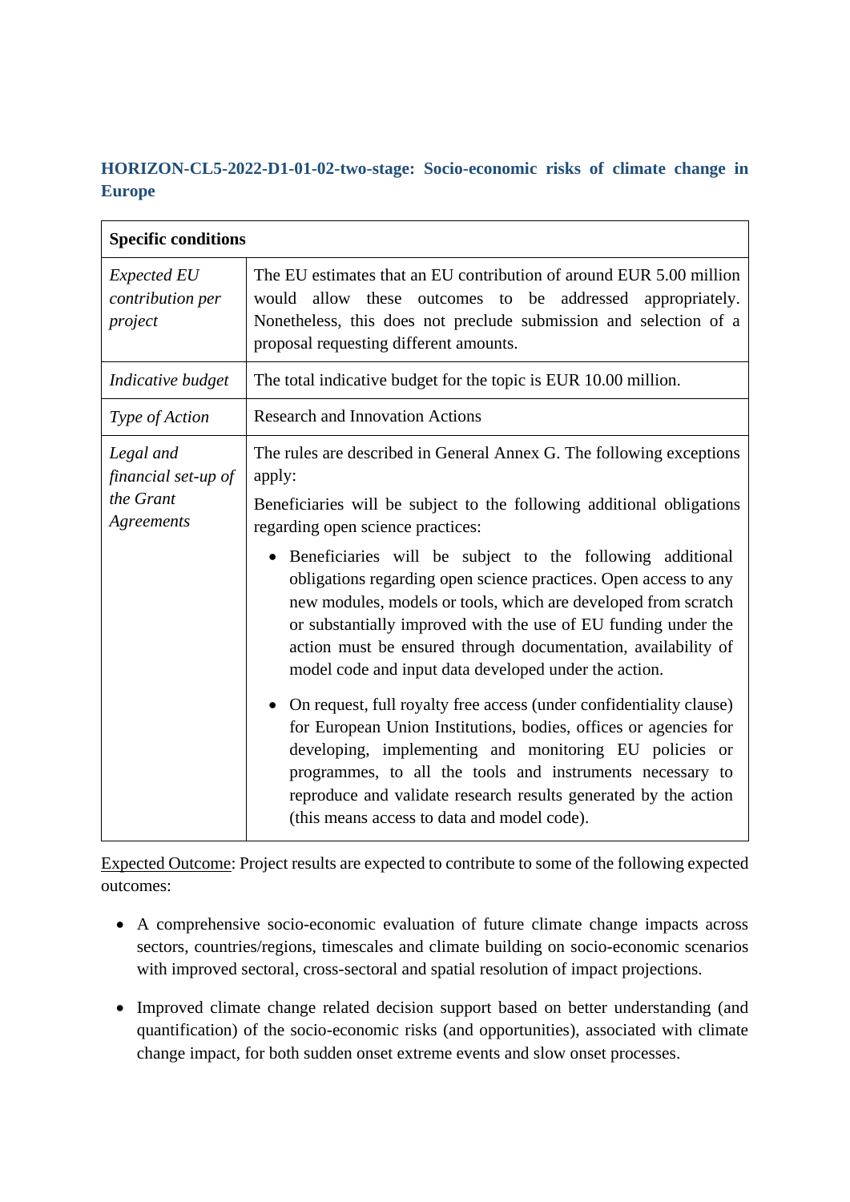### HORIZON-CL5-2022-D1-01-02-two-stage: Socio-economic risks of climate change in Europe

| **Specific conditions** | |
|---|---|
| *Expected EU contribution per project* | The EU estimates that an EU contribution of around EUR 5.00 million would allow these outcomes to be addressed appropriately. Nonetheless, this does not preclude submission and selection of a proposal requesting different amounts. |
| *Indicative budget* | The total indicative budget for the topic is EUR 10.00 million. |
| *Type of Action* | Research and Innovation Actions |
| *Legal and financial set-up of the Grant Agreements* | The rules are described in General Annex G. The following exceptions apply:<br><br>Beneficiaries will be subject to the following additional obligations regarding open science practices:<br><br>• Beneficiaries will be subject to the following additional obligations regarding open science practices. Open access to any new modules, models or tools, which are developed from scratch or substantially improved with the use of EU funding under the action must be ensured through documentation, availability of model code and input data developed under the action.<br><br>• On request, full royalty free access (under confidentiality clause) for European Union Institutions, bodies, offices or agencies for developing, implementing and monitoring EU policies or programmes, to all the tools and instruments necessary to reproduce and validate research results generated by the action (this means access to data and model code). |

Expected Outcome: Project results are expected to contribute to some of the following expected outcomes:

- A comprehensive socio-economic evaluation of future climate change impacts across sectors, countries/regions, timescales and climate building on socio-economic scenarios with improved sectoral, cross-sectoral and spatial resolution of impact projections.
- Improved climate change related decision support based on better understanding (and quantification) of the socio-economic risks (and opportunities), associated with climate change impact, for both sudden onset extreme events and slow onset processes.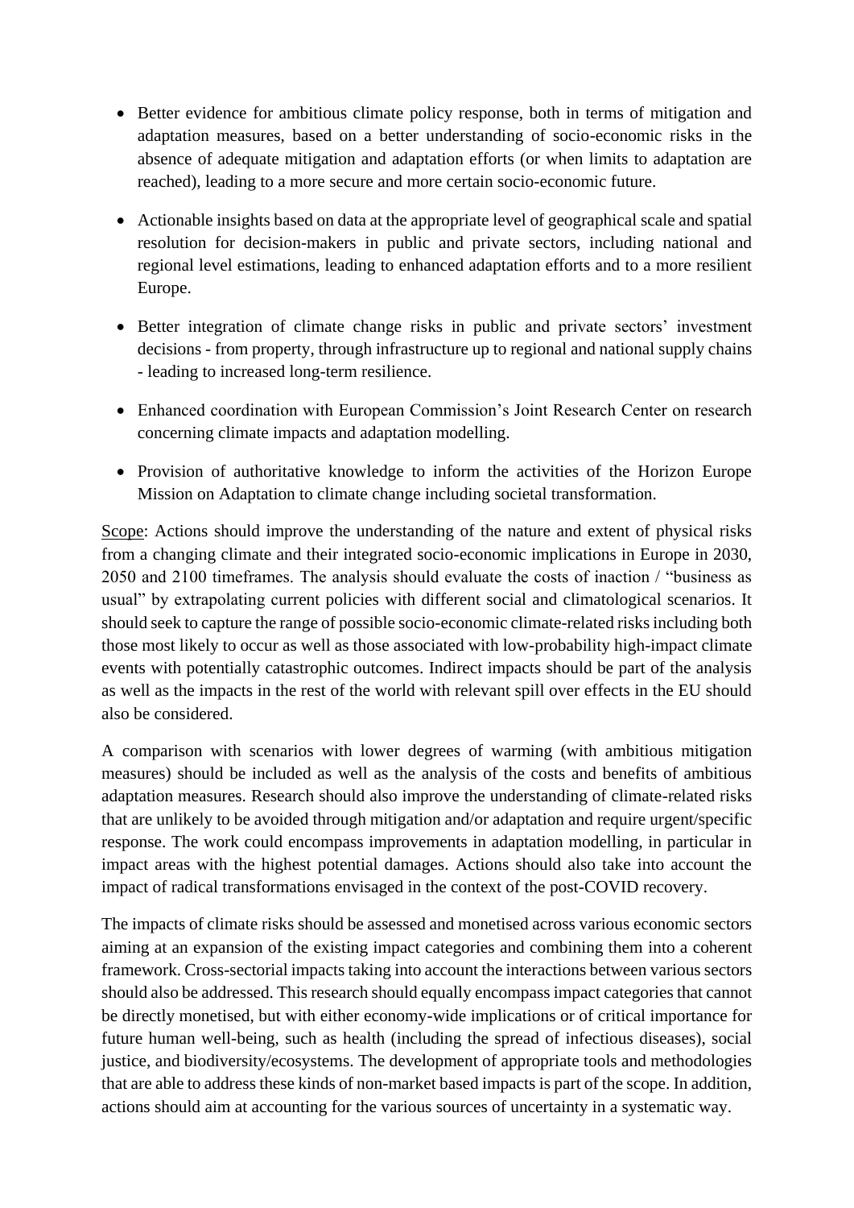- Better evidence for ambitious climate policy response, both in terms of mitigation and adaptation measures, based on a better understanding of socio-economic risks in the absence of adequate mitigation and adaptation efforts (or when limits to adaptation are reached), leading to a more secure and more certain socio-economic future.
- Actionable insights based on data at the appropriate level of geographical scale and spatial resolution for decision-makers in public and private sectors, including national and regional level estimations, leading to enhanced adaptation efforts and to a more resilient Europe.
- Better integration of climate change risks in public and private sectors' investment decisions - from property, through infrastructure up to regional and national supply chains - leading to increased long-term resilience.
- Enhanced coordination with European Commission's Joint Research Center on research concerning climate impacts and adaptation modelling.
- Provision of authoritative knowledge to inform the activities of the Horizon Europe Mission on Adaptation to climate change including societal transformation.

Scope: Actions should improve the understanding of the nature and extent of physical risks from a changing climate and their integrated socio-economic implications in Europe in 2030, 2050 and 2100 timeframes. The analysis should evaluate the costs of inaction / "business as usual" by extrapolating current policies with different social and climatological scenarios. It should seek to capture the range of possible socio-economic climate-related risks including both those most likely to occur as well as those associated with low-probability high-impact climate events with potentially catastrophic outcomes. Indirect impacts should be part of the analysis as well as the impacts in the rest of the world with relevant spill over effects in the EU should also be considered.

A comparison with scenarios with lower degrees of warming (with ambitious mitigation measures) should be included as well as the analysis of the costs and benefits of ambitious adaptation measures. Research should also improve the understanding of climate-related risks that are unlikely to be avoided through mitigation and/or adaptation and require urgent/specific response. The work could encompass improvements in adaptation modelling, in particular in impact areas with the highest potential damages. Actions should also take into account the impact of radical transformations envisaged in the context of the post-COVID recovery.

The impacts of climate risks should be assessed and monetised across various economic sectors aiming at an expansion of the existing impact categories and combining them into a coherent framework. Cross-sectorial impacts taking into account the interactions between various sectors should also be addressed. This research should equally encompass impact categories that cannot be directly monetised, but with either economy-wide implications or of critical importance for future human well-being, such as health (including the spread of infectious diseases), social justice, and biodiversity/ecosystems. The development of appropriate tools and methodologies that are able to address these kinds of non-market based impacts is part of the scope. In addition, actions should aim at accounting for the various sources of uncertainty in a systematic way.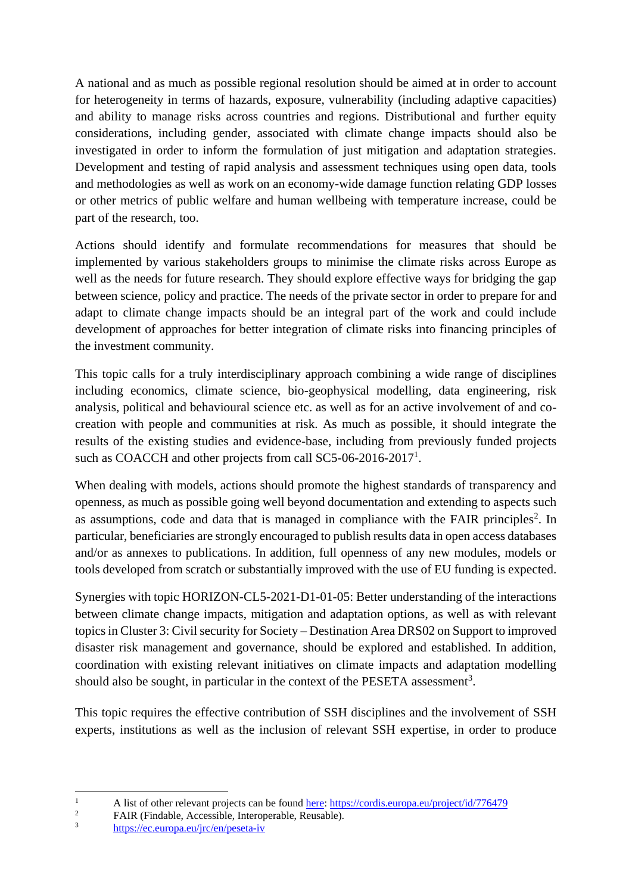A national and as much as possible regional resolution should be aimed at in order to account for heterogeneity in terms of hazards, exposure, vulnerability (including adaptive capacities) and ability to manage risks across countries and regions. Distributional and further equity considerations, including gender, associated with climate change impacts should also be investigated in order to inform the formulation of just mitigation and adaptation strategies. Development and testing of rapid analysis and assessment techniques using open data, tools and methodologies as well as work on an economy-wide damage function relating GDP losses or other metrics of public welfare and human wellbeing with temperature increase, could be part of the research, too.

Actions should identify and formulate recommendations for measures that should be implemented by various stakeholders groups to minimise the climate risks across Europe as well as the needs for future research. They should explore effective ways for bridging the gap between science, policy and practice. The needs of the private sector in order to prepare for and adapt to climate change impacts should be an integral part of the work and could include development of approaches for better integration of climate risks into financing principles of the investment community.

This topic calls for a truly interdisciplinary approach combining a wide range of disciplines including economics, climate science, bio-geophysical modelling, data engineering, risk analysis, political and behavioural science etc. as well as for an active involvement of and co-creation with people and communities at risk. As much as possible, it should integrate the results of the existing studies and evidence-base, including from previously funded projects such as COACCH and other projects from call SC5-06-2016-2017[1].

When dealing with models, actions should promote the highest standards of transparency and openness, as much as possible going well beyond documentation and extending to aspects such as assumptions, code and data that is managed in compliance with the FAIR principles[2]. In particular, beneficiaries are strongly encouraged to publish results data in open access databases and/or as annexes to publications. In addition, full openness of any new modules, models or tools developed from scratch or substantially improved with the use of EU funding is expected.

Synergies with topic HORIZON-CL5-2021-D1-01-05: Better understanding of the interactions between climate change impacts, mitigation and adaptation options, as well as with relevant topics in Cluster 3: Civil security for Society – Destination Area DRS02 on Support to improved disaster risk management and governance, should be explored and established. In addition, coordination with existing relevant initiatives on climate impacts and adaptation modelling should also be sought, in particular in the context of the PESETA assessment[3].

This topic requires the effective contribution of SSH disciplines and the involvement of SSH experts, institutions as well as the inclusion of relevant SSH expertise, in order to produce

---

[1] A list of other relevant projects can be found here: https://cordis.europa.eu/project/id/776479

[2] FAIR (Findable, Accessible, Interoperable, Reusable).

[3] https://ec.europa.eu/jrc/en/peseta-iv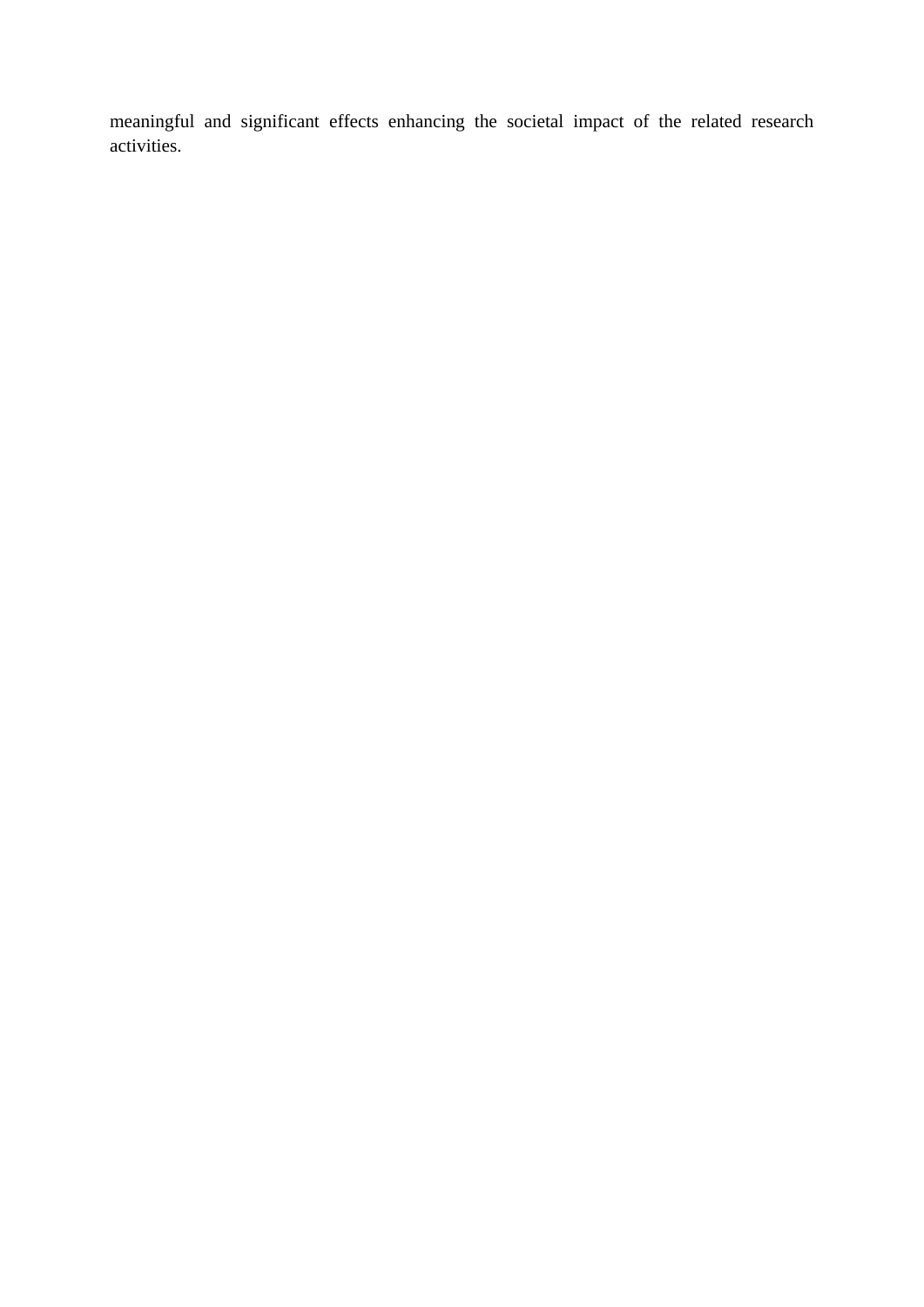meaningful and significant effects enhancing the societal impact of the related research activities.